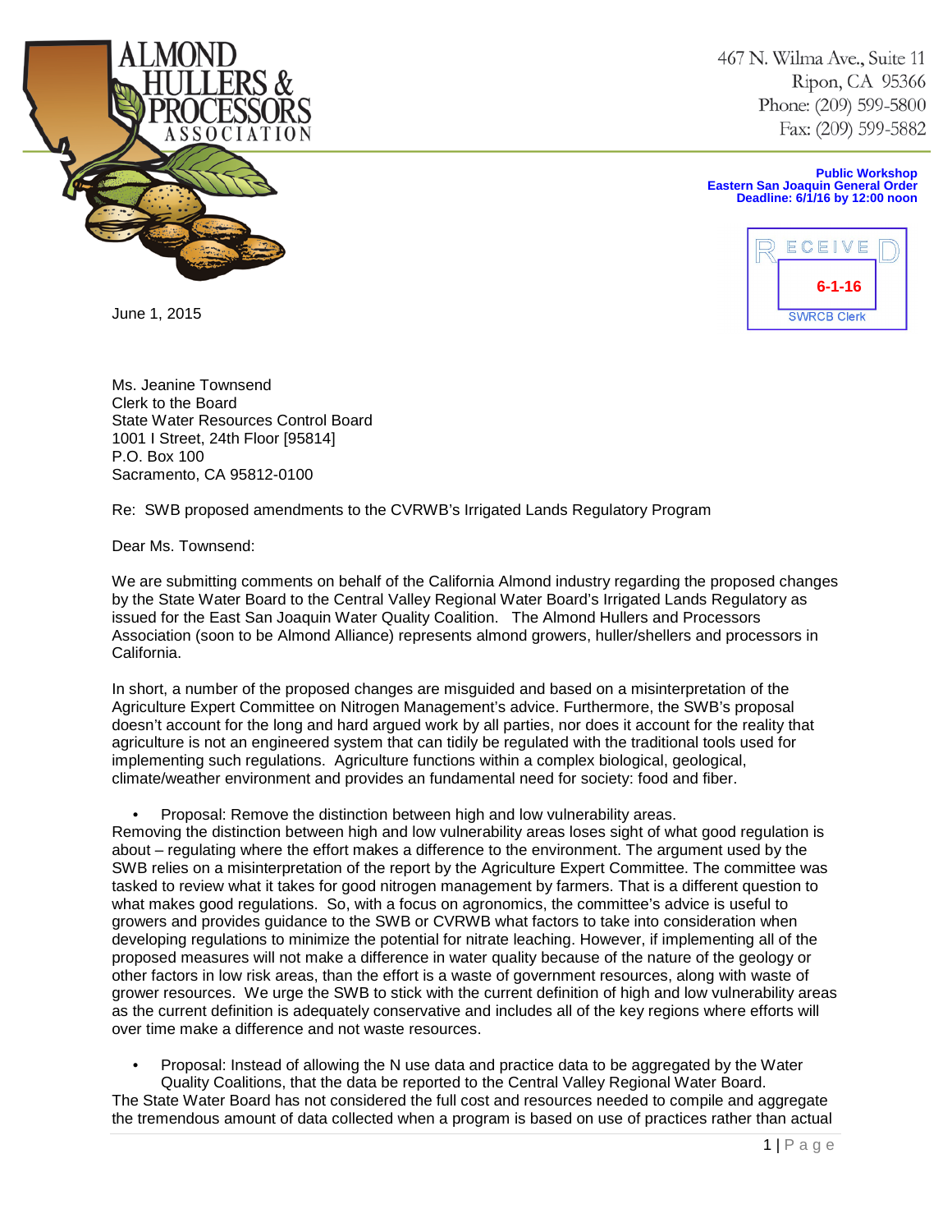ALMOND HULLERS & PROCESSORS ASSOCIATION

467 N. Wilma Ave., Suite 11
Ripon, CA 95366
Phone: (209) 599-5800
Fax: (209) 599-5882

**Public Workshop**
**Eastern San Joaquin General Order**
**Deadline: 6/1/16 by 12:00 noon**

RECEIVED
6-1-16
SWRCB Clerk

June 1, 2015

Ms. Jeanine Townsend
Clerk to the Board
State Water Resources Control Board
1001 I Street, 24th Floor [95814]
P.O. Box 100
Sacramento, CA 95812-0100

Re: SWB proposed amendments to the CVRWB's Irrigated Lands Regulatory Program

Dear Ms. Townsend:

We are submitting comments on behalf of the California Almond industry regarding the proposed changes by the State Water Board to the Central Valley Regional Water Board's Irrigated Lands Regulatory as issued for the East San Joaquin Water Quality Coalition. The Almond Hullers and Processors Association (soon to be Almond Alliance) represents almond growers, huller/shellers and processors in California.

In short, a number of the proposed changes are misguided and based on a misinterpretation of the Agriculture Expert Committee on Nitrogen Management's advice. Furthermore, the SWB's proposal doesn't account for the long and hard argued work by all parties, nor does it account for the reality that agriculture is not an engineered system that can tidily be regulated with the traditional tools used for implementing such regulations. Agriculture functions within a complex biological, geological, climate/weather environment and provides an fundamental need for society: food and fiber.

- Proposal: Remove the distinction between high and low vulnerability areas.

Removing the distinction between high and low vulnerability areas loses sight of what good regulation is about – regulating where the effort makes a difference to the environment. The argument used by the SWB relies on a misinterpretation of the report by the Agriculture Expert Committee. The committee was tasked to review what it takes for good nitrogen management by farmers. That is a different question to what makes good regulations. So, with a focus on agronomics, the committee's advice is useful to growers and provides guidance to the SWB or CVRWB what factors to take into consideration when developing regulations to minimize the potential for nitrate leaching. However, if implementing all of the proposed measures will not make a difference in water quality because of the nature of the geology or other factors in low risk areas, than the effort is a waste of government resources, along with waste of grower resources. We urge the SWB to stick with the current definition of high and low vulnerability areas as the current definition is adequately conservative and includes all of the key regions where efforts will over time make a difference and not waste resources.

- Proposal: Instead of allowing the N use data and practice data to be aggregated by the Water Quality Coalitions, that the data be reported to the Central Valley Regional Water Board.

The State Water Board has not considered the full cost and resources needed to compile and aggregate the tremendous amount of data collected when a program is based on use of practices rather than actual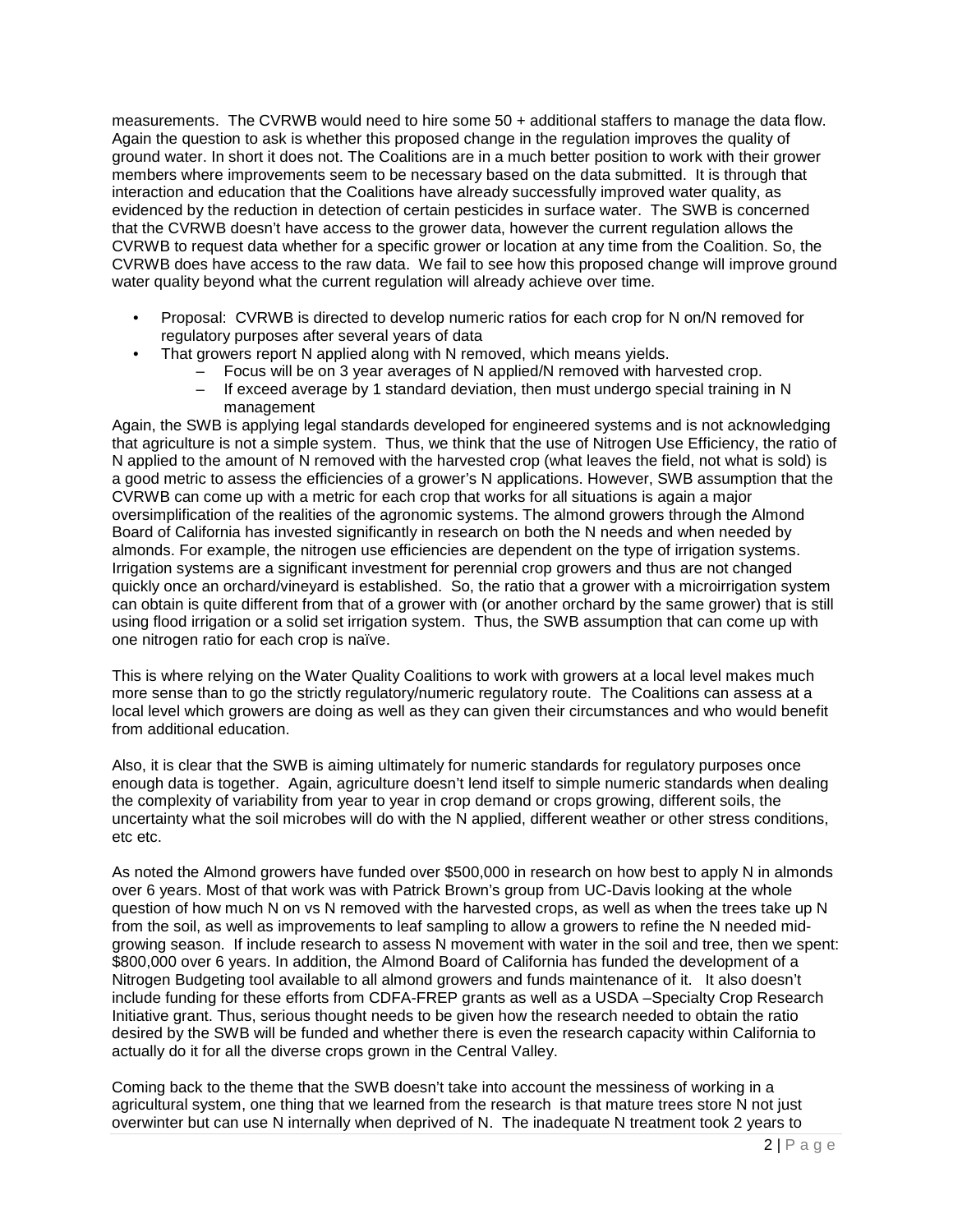measurements. The CVRWB would need to hire some 50 + additional staffers to manage the data flow. Again the question to ask is whether this proposed change in the regulation improves the quality of ground water. In short it does not. The Coalitions are in a much better position to work with their grower members where improvements seem to be necessary based on the data submitted. It is through that interaction and education that the Coalitions have already successfully improved water quality, as evidenced by the reduction in detection of certain pesticides in surface water. The SWB is concerned that the CVRWB doesn't have access to the grower data, however the current regulation allows the CVRWB to request data whether for a specific grower or location at any time from the Coalition. So, the CVRWB does have access to the raw data. We fail to see how this proposed change will improve ground water quality beyond what the current regulation will already achieve over time.

- Proposal: CVRWB is directed to develop numeric ratios for each crop for N on/N removed for regulatory purposes after several years of data
- That growers report N applied along with N removed, which means yields.
  - Focus will be on 3 year averages of N applied/N removed with harvested crop.
  - If exceed average by 1 standard deviation, then must undergo special training in N management

Again, the SWB is applying legal standards developed for engineered systems and is not acknowledging that agriculture is not a simple system. Thus, we think that the use of Nitrogen Use Efficiency, the ratio of N applied to the amount of N removed with the harvested crop (what leaves the field, not what is sold) is a good metric to assess the efficiencies of a grower's N applications. However, SWB assumption that the CVRWB can come up with a metric for each crop that works for all situations is again a major oversimplification of the realities of the agronomic systems. The almond growers through the Almond Board of California has invested significantly in research on both the N needs and when needed by almonds. For example, the nitrogen use efficiencies are dependent on the type of irrigation systems. Irrigation systems are a significant investment for perennial crop growers and thus are not changed quickly once an orchard/vineyard is established. So, the ratio that a grower with a microirrigation system can obtain is quite different from that of a grower with (or another orchard by the same grower) that is still using flood irrigation or a solid set irrigation system. Thus, the SWB assumption that can come up with one nitrogen ratio for each crop is naïve.

This is where relying on the Water Quality Coalitions to work with growers at a local level makes much more sense than to go the strictly regulatory/numeric regulatory route. The Coalitions can assess at a local level which growers are doing as well as they can given their circumstances and who would benefit from additional education.

Also, it is clear that the SWB is aiming ultimately for numeric standards for regulatory purposes once enough data is together. Again, agriculture doesn't lend itself to simple numeric standards when dealing the complexity of variability from year to year in crop demand or crops growing, different soils, the uncertainty what the soil microbes will do with the N applied, different weather or other stress conditions, etc etc.

As noted the Almond growers have funded over $500,000 in research on how best to apply N in almonds over 6 years. Most of that work was with Patrick Brown's group from UC-Davis looking at the whole question of how much N on vs N removed with the harvested crops, as well as when the trees take up N from the soil, as well as improvements to leaf sampling to allow a growers to refine the N needed mid-growing season. If include research to assess N movement with water in the soil and tree, then we spent: $800,000 over 6 years. In addition, the Almond Board of California has funded the development of a Nitrogen Budgeting tool available to all almond growers and funds maintenance of it. It also doesn't include funding for these efforts from CDFA-FREP grants as well as a USDA –Specialty Crop Research Initiative grant. Thus, serious thought needs to be given how the research needed to obtain the ratio desired by the SWB will be funded and whether there is even the research capacity within California to actually do it for all the diverse crops grown in the Central Valley.

Coming back to the theme that the SWB doesn't take into account the messiness of working in a agricultural system, one thing that we learned from the research is that mature trees store N not just overwinter but can use N internally when deprived of N. The inadequate N treatment took 2 years to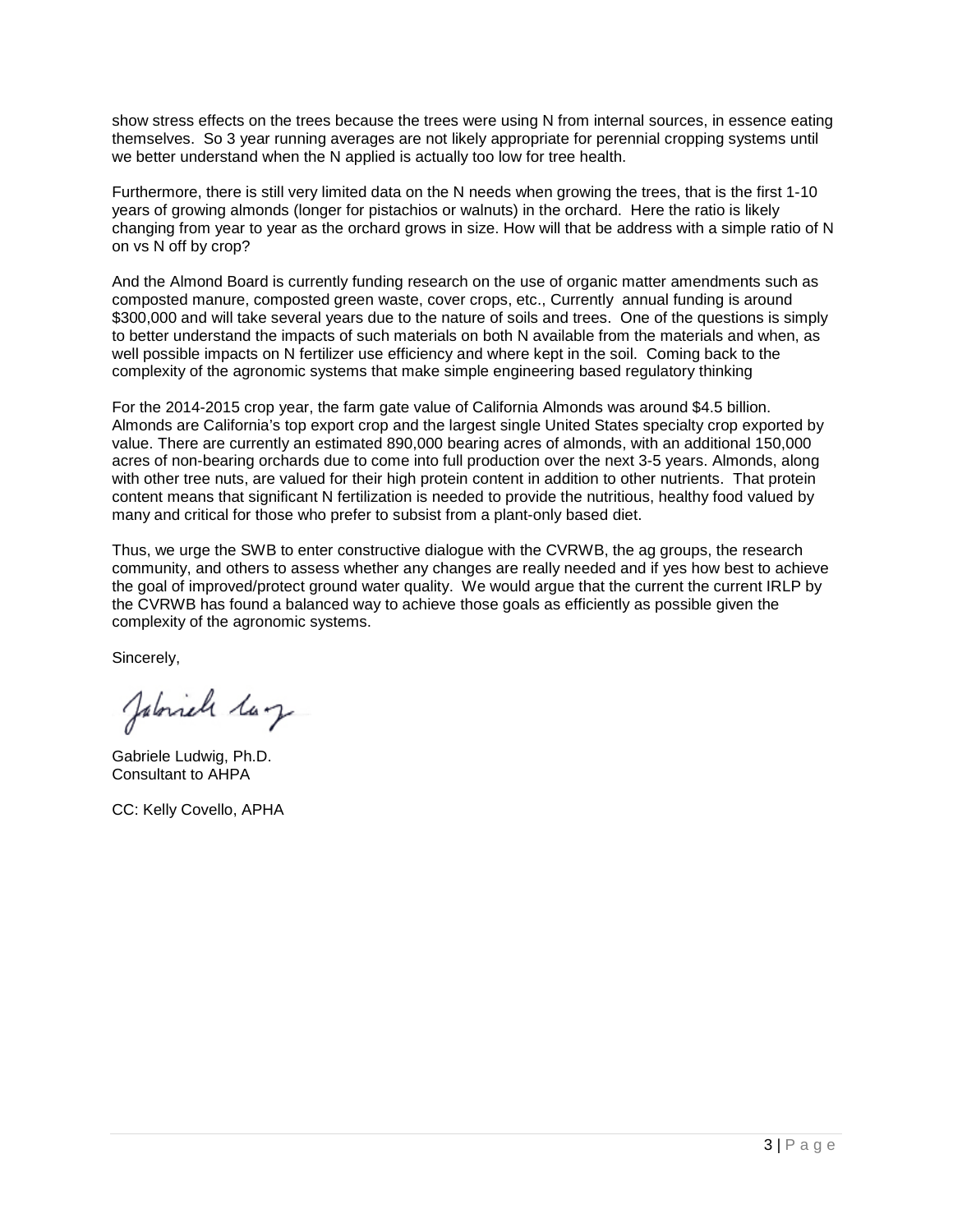show stress effects on the trees because the trees were using N from internal sources, in essence eating themselves. So 3 year running averages are not likely appropriate for perennial cropping systems until we better understand when the N applied is actually too low for tree health.

Furthermore, there is still very limited data on the N needs when growing the trees, that is the first 1-10 years of growing almonds (longer for pistachios or walnuts) in the orchard. Here the ratio is likely changing from year to year as the orchard grows in size. How will that be address with a simple ratio of N on vs N off by crop?

And the Almond Board is currently funding research on the use of organic matter amendments such as composted manure, composted green waste, cover crops, etc., Currently annual funding is around $300,000 and will take several years due to the nature of soils and trees. One of the questions is simply to better understand the impacts of such materials on both N available from the materials and when, as well possible impacts on N fertilizer use efficiency and where kept in the soil. Coming back to the complexity of the agronomic systems that make simple engineering based regulatory thinking

For the 2014-2015 crop year, the farm gate value of California Almonds was around $4.5 billion. Almonds are California's top export crop and the largest single United States specialty crop exported by value. There are currently an estimated 890,000 bearing acres of almonds, with an additional 150,000 acres of non-bearing orchards due to come into full production over the next 3-5 years. Almonds, along with other tree nuts, are valued for their high protein content in addition to other nutrients. That protein content means that significant N fertilization is needed to provide the nutritious, healthy food valued by many and critical for those who prefer to subsist from a plant-only based diet.

Thus, we urge the SWB to enter constructive dialogue with the CVRWB, the ag groups, the research community, and others to assess whether any changes are really needed and if yes how best to achieve the goal of improved/protect ground water quality. We would argue that the current the current IRLP by the CVRWB has found a balanced way to achieve those goals as efficiently as possible given the complexity of the agronomic systems.

Sincerely,

Gabriele Ludwig, Ph.D.
Consultant to AHPA

CC: Kelly Covello, APHA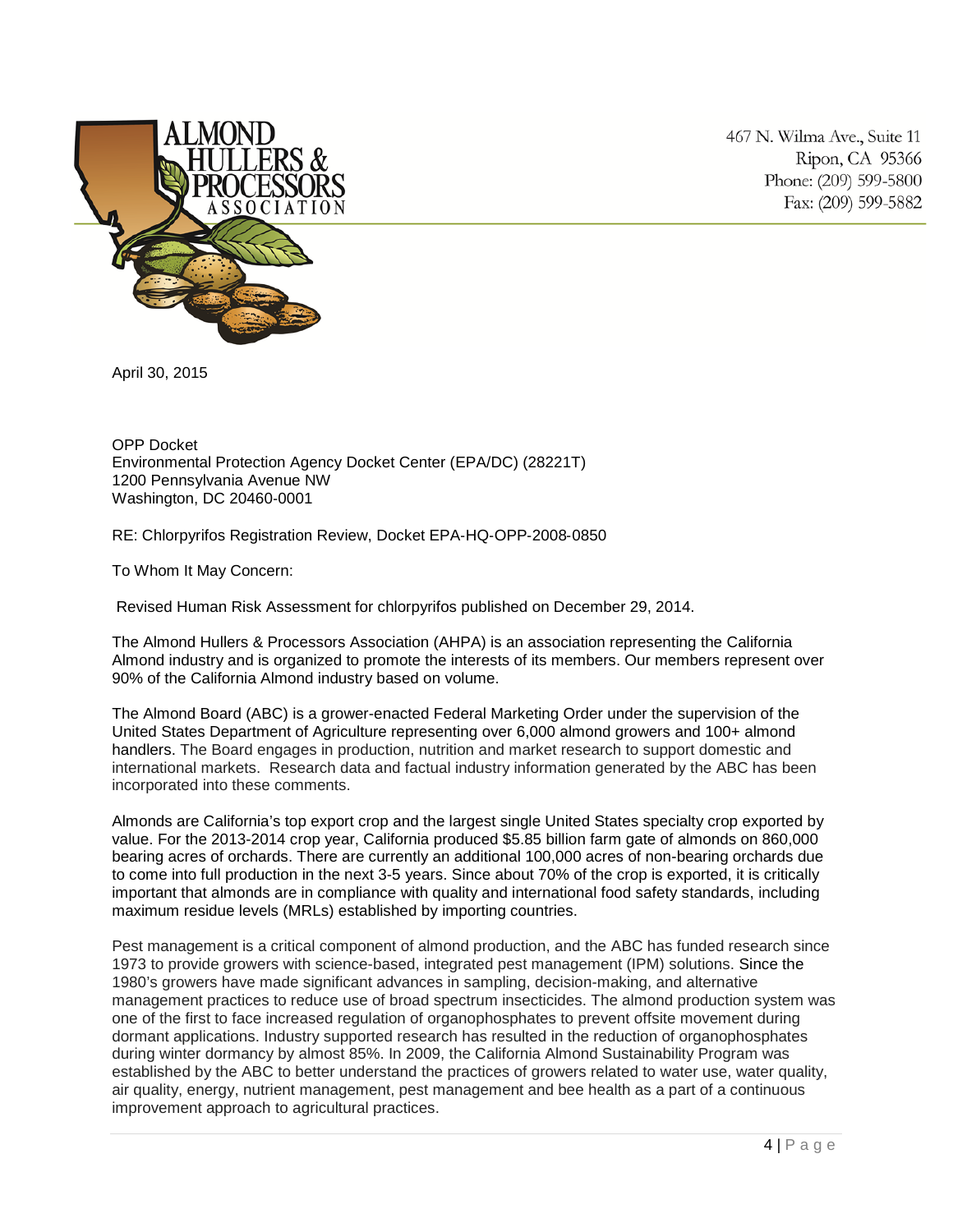467 N. Wilma Ave., Suite 11
Ripon, CA 95366
Phone: (209) 599-5800
Fax: (209) 599-5882

April 30, 2015

OPP Docket
Environmental Protection Agency Docket Center (EPA/DC) (28221T)
1200 Pennsylvania Avenue NW
Washington, DC 20460-0001

RE: Chlorpyrifos Registration Review, Docket EPA-HQ-OPP-2008-0850

To Whom It May Concern:

Revised Human Risk Assessment for chlorpyrifos published on December 29, 2014.

The Almond Hullers & Processors Association (AHPA) is an association representing the California Almond industry and is organized to promote the interests of its members. Our members represent over 90% of the California Almond industry based on volume.

The Almond Board (ABC) is a grower-enacted Federal Marketing Order under the supervision of the United States Department of Agriculture representing over 6,000 almond growers and 100+ almond handlers. The Board engages in production, nutrition and market research to support domestic and international markets. Research data and factual industry information generated by the ABC has been incorporated into these comments.

Almonds are California's top export crop and the largest single United States specialty crop exported by value. For the 2013-2014 crop year, California produced $5.85 billion farm gate of almonds on 860,000 bearing acres of orchards. There are currently an additional 100,000 acres of non-bearing orchards due to come into full production in the next 3-5 years. Since about 70% of the crop is exported, it is critically important that almonds are in compliance with quality and international food safety standards, including maximum residue levels (MRLs) established by importing countries.

Pest management is a critical component of almond production, and the ABC has funded research since 1973 to provide growers with science-based, integrated pest management (IPM) solutions. Since the 1980's growers have made significant advances in sampling, decision-making, and alternative management practices to reduce use of broad spectrum insecticides. The almond production system was one of the first to face increased regulation of organophosphates to prevent offsite movement during dormant applications. Industry supported research has resulted in the reduction of organophosphates during winter dormancy by almost 85%. In 2009, the California Almond Sustainability Program was established by the ABC to better understand the practices of growers related to water use, water quality, air quality, energy, nutrient management, pest management and bee health as a part of a continuous improvement approach to agricultural practices.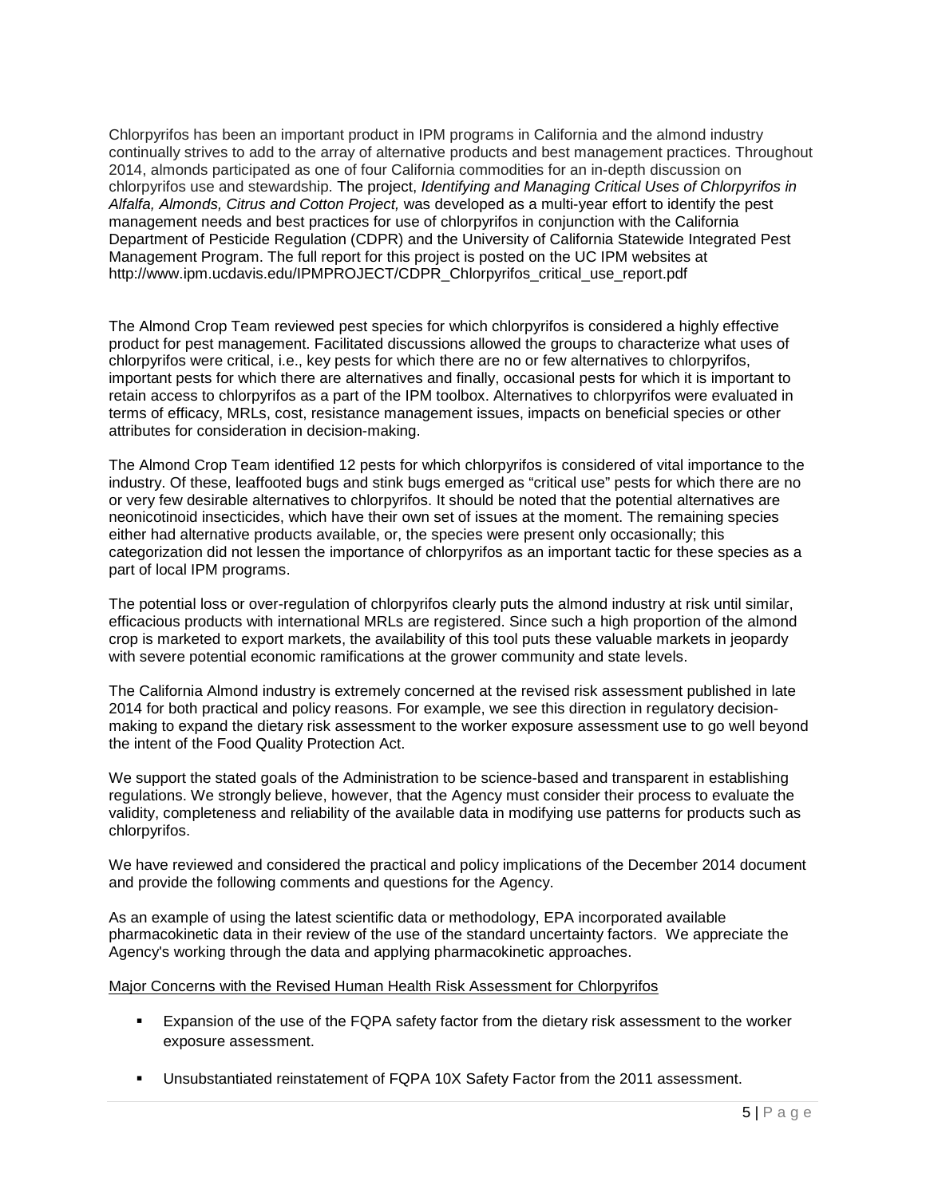Chlorpyrifos has been an important product in IPM programs in California and the almond industry continually strives to add to the array of alternative products and best management practices. Throughout 2014, almonds participated as one of four California commodities for an in-depth discussion on chlorpyrifos use and stewardship. The project, *Identifying and Managing Critical Uses of Chlorpyrifos in Alfalfa, Almonds, Citrus and Cotton Project,* was developed as a multi-year effort to identify the pest management needs and best practices for use of chlorpyrifos in conjunction with the California Department of Pesticide Regulation (CDPR) and the University of California Statewide Integrated Pest Management Program. The full report for this project is posted on the UC IPM websites at http://www.ipm.ucdavis.edu/IPMPROJECT/CDPR_Chlorpyrifos_critical_use_report.pdf

The Almond Crop Team reviewed pest species for which chlorpyrifos is considered a highly effective product for pest management. Facilitated discussions allowed the groups to characterize what uses of chlorpyrifos were critical, i.e., key pests for which there are no or few alternatives to chlorpyrifos, important pests for which there are alternatives and finally, occasional pests for which it is important to retain access to chlorpyrifos as a part of the IPM toolbox. Alternatives to chlorpyrifos were evaluated in terms of efficacy, MRLs, cost, resistance management issues, impacts on beneficial species or other attributes for consideration in decision-making.

The Almond Crop Team identified 12 pests for which chlorpyrifos is considered of vital importance to the industry. Of these, leaffooted bugs and stink bugs emerged as "critical use" pests for which there are no or very few desirable alternatives to chlorpyrifos. It should be noted that the potential alternatives are neonicotinoid insecticides, which have their own set of issues at the moment. The remaining species either had alternative products available, or, the species were present only occasionally; this categorization did not lessen the importance of chlorpyrifos as an important tactic for these species as a part of local IPM programs.

The potential loss or over-regulation of chlorpyrifos clearly puts the almond industry at risk until similar, efficacious products with international MRLs are registered. Since such a high proportion of the almond crop is marketed to export markets, the availability of this tool puts these valuable markets in jeopardy with severe potential economic ramifications at the grower community and state levels.

The California Almond industry is extremely concerned at the revised risk assessment published in late 2014 for both practical and policy reasons. For example, we see this direction in regulatory decision-making to expand the dietary risk assessment to the worker exposure assessment use to go well beyond the intent of the Food Quality Protection Act.

We support the stated goals of the Administration to be science-based and transparent in establishing regulations. We strongly believe, however, that the Agency must consider their process to evaluate the validity, completeness and reliability of the available data in modifying use patterns for products such as chlorpyrifos.

We have reviewed and considered the practical and policy implications of the December 2014 document and provide the following comments and questions for the Agency.

As an example of using the latest scientific data or methodology, EPA incorporated available pharmacokinetic data in their review of the use of the standard uncertainty factors. We appreciate the Agency's working through the data and applying pharmacokinetic approaches.

Major Concerns with the Revised Human Health Risk Assessment for Chlorpyrifos

- Expansion of the use of the FQPA safety factor from the dietary risk assessment to the worker exposure assessment.
- Unsubstantiated reinstatement of FQPA 10X Safety Factor from the 2011 assessment.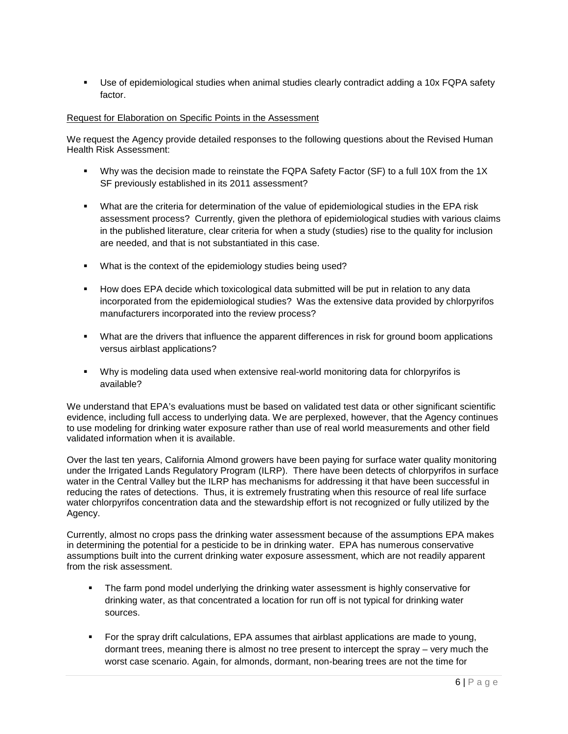- Use of epidemiological studies when animal studies clearly contradict adding a 10x FQPA safety factor.

Request for Elaboration on Specific Points in the Assessment

We request the Agency provide detailed responses to the following questions about the Revised Human Health Risk Assessment:

- Why was the decision made to reinstate the FQPA Safety Factor (SF) to a full 10X from the 1X SF previously established in its 2011 assessment?
- What are the criteria for determination of the value of epidemiological studies in the EPA risk assessment process? Currently, given the plethora of epidemiological studies with various claims in the published literature, clear criteria for when a study (studies) rise to the quality for inclusion are needed, and that is not substantiated in this case.
- What is the context of the epidemiology studies being used?
- How does EPA decide which toxicological data submitted will be put in relation to any data incorporated from the epidemiological studies? Was the extensive data provided by chlorpyrifos manufacturers incorporated into the review process?
- What are the drivers that influence the apparent differences in risk for ground boom applications versus airblast applications?
- Why is modeling data used when extensive real-world monitoring data for chlorpyrifos is available?

We understand that EPA's evaluations must be based on validated test data or other significant scientific evidence, including full access to underlying data. We are perplexed, however, that the Agency continues to use modeling for drinking water exposure rather than use of real world measurements and other field validated information when it is available.

Over the last ten years, California Almond growers have been paying for surface water quality monitoring under the Irrigated Lands Regulatory Program (ILRP). There have been detects of chlorpyrifos in surface water in the Central Valley but the ILRP has mechanisms for addressing it that have been successful in reducing the rates of detections. Thus, it is extremely frustrating when this resource of real life surface water chlorpyrifos concentration data and the stewardship effort is not recognized or fully utilized by the Agency.

Currently, almost no crops pass the drinking water assessment because of the assumptions EPA makes in determining the potential for a pesticide to be in drinking water. EPA has numerous conservative assumptions built into the current drinking water exposure assessment, which are not readily apparent from the risk assessment.

- The farm pond model underlying the drinking water assessment is highly conservative for drinking water, as that concentrated a location for run off is not typical for drinking water sources.
- For the spray drift calculations, EPA assumes that airblast applications are made to young, dormant trees, meaning there is almost no tree present to intercept the spray – very much the worst case scenario. Again, for almonds, dormant, non-bearing trees are not the time for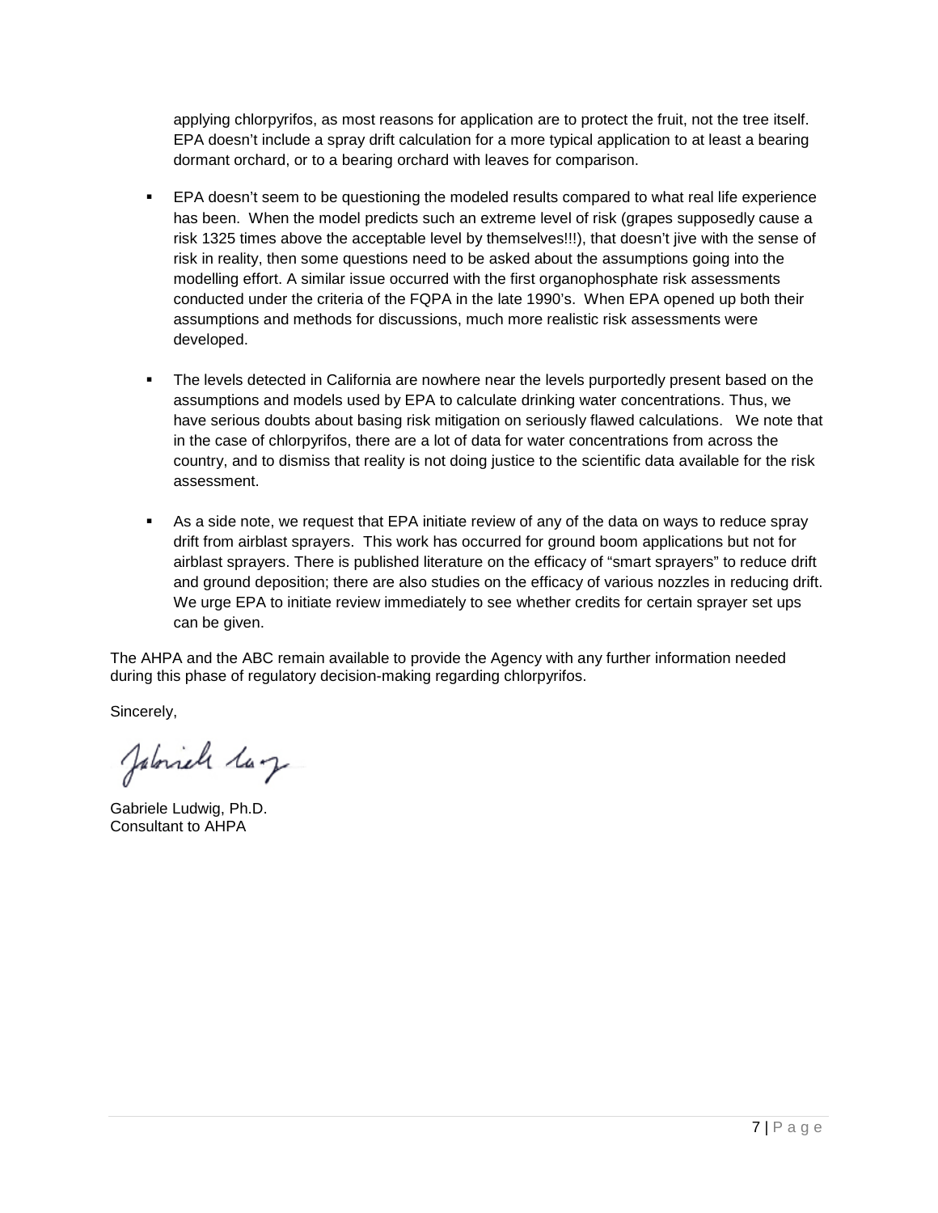applying chlorpyrifos, as most reasons for application are to protect the fruit, not the tree itself. EPA doesn't include a spray drift calculation for a more typical application to at least a bearing dormant orchard, or to a bearing orchard with leaves for comparison.

- EPA doesn't seem to be questioning the modeled results compared to what real life experience has been. When the model predicts such an extreme level of risk (grapes supposedly cause a risk 1325 times above the acceptable level by themselves!!!), that doesn't jive with the sense of risk in reality, then some questions need to be asked about the assumptions going into the modelling effort. A similar issue occurred with the first organophosphate risk assessments conducted under the criteria of the FQPA in the late 1990's. When EPA opened up both their assumptions and methods for discussions, much more realistic risk assessments were developed.

- The levels detected in California are nowhere near the levels purportedly present based on the assumptions and models used by EPA to calculate drinking water concentrations. Thus, we have serious doubts about basing risk mitigation on seriously flawed calculations. We note that in the case of chlorpyrifos, there are a lot of data for water concentrations from across the country, and to dismiss that reality is not doing justice to the scientific data available for the risk assessment.

- As a side note, we request that EPA initiate review of any of the data on ways to reduce spray drift from airblast sprayers. This work has occurred for ground boom applications but not for airblast sprayers. There is published literature on the efficacy of "smart sprayers" to reduce drift and ground deposition; there are also studies on the efficacy of various nozzles in reducing drift. We urge EPA to initiate review immediately to see whether credits for certain sprayer set ups can be given.

The AHPA and the ABC remain available to provide the Agency with any further information needed during this phase of regulatory decision-making regarding chlorpyrifos.

Sincerely,

Gabriele Ludwig, Ph.D.
Consultant to AHPA